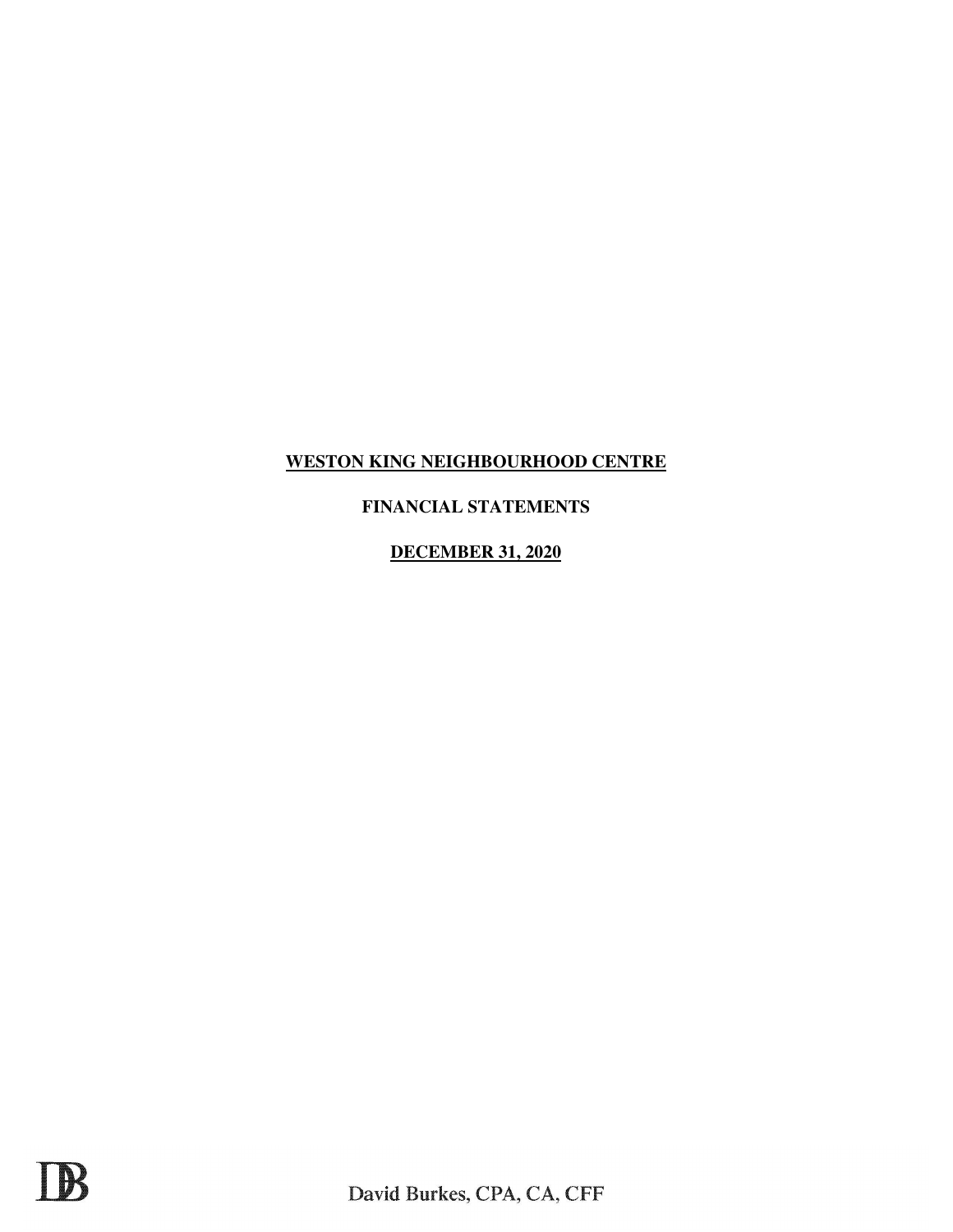**WESTON KING NEIGHBOURHOOD CENTRE**

**FINANCIAL STATEMENTS**

**DECEMBER 31, 2020**

DB

David Burkes, CPA, CA, CFF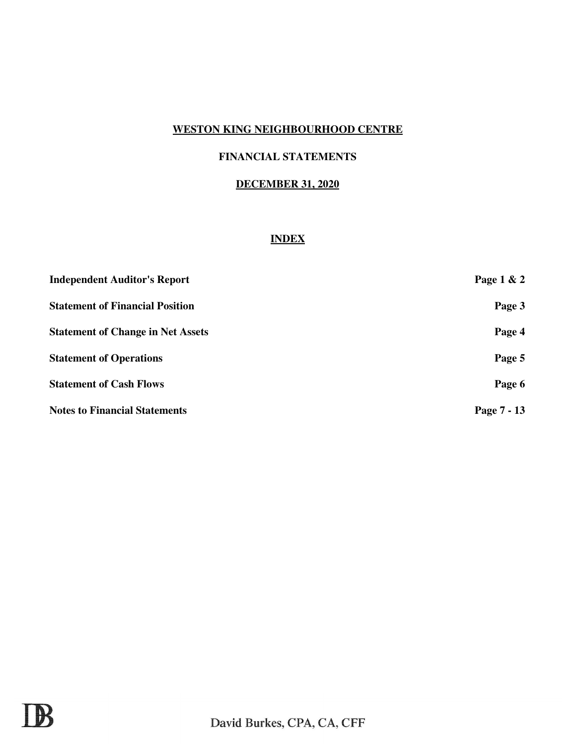# WESTON KING NEIGHBOURHOOD CENTRE

## FINANCIAL STATEMENTS

## DECEMBER 31, 2020

### INDEX

| | |
|---|---|
| **Independent Auditor's Report** | **Page 1 & 2** |
| **Statement of Financial Position** | **Page 3** |
| **Statement of Change in Net Assets** | **Page 4** |
| **Statement of Operations** | **Page 5** |
| **Statement of Cash Flows** | **Page 6** |
| **Notes to Financial Statements** | **Page 7 - 13** |

DB

David Burkes, CPA, CA, CFF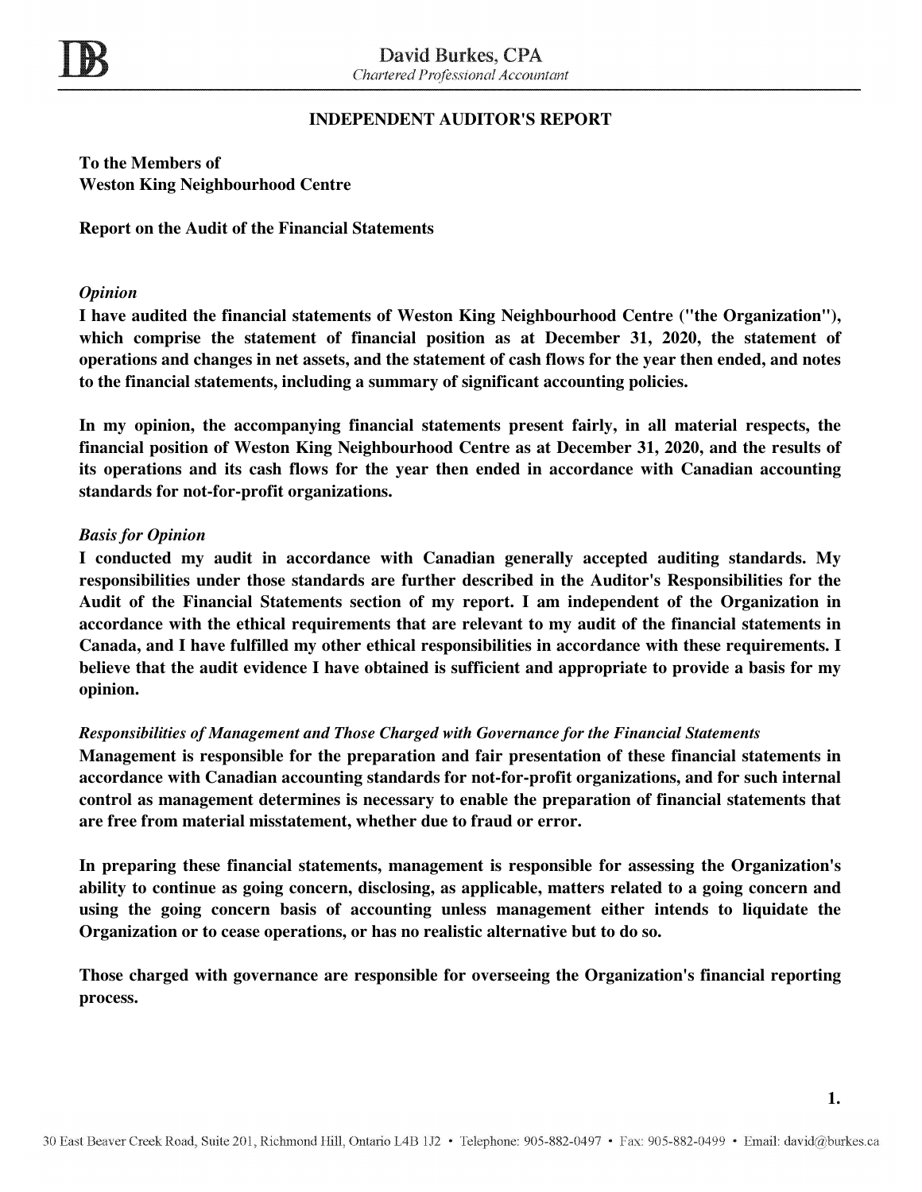# David Burkes, CPA

*Chartered Professional Accountant*

## INDEPENDENT AUDITOR'S REPORT

**To the Members of**
**Weston King Neighbourhood Centre**

**Report on the Audit of the Financial Statements**

*Opinion*

**I have audited the financial statements of Weston King Neighbourhood Centre ("the Organization"), which comprise the statement of financial position as at December 31, 2020, the statement of operations and changes in net assets, and the statement of cash flows for the year then ended, and notes to the financial statements, including a summary of significant accounting policies.**

**In my opinion, the accompanying financial statements present fairly, in all material respects, the financial position of Weston King Neighbourhood Centre as at December 31, 2020, and the results of its operations and its cash flows for the year then ended in accordance with Canadian accounting standards for not-for-profit organizations.**

*Basis for Opinion*

**I conducted my audit in accordance with Canadian generally accepted auditing standards. My responsibilities under those standards are further described in the Auditor's Responsibilities for the Audit of the Financial Statements section of my report. I am independent of the Organization in accordance with the ethical requirements that are relevant to my audit of the financial statements in Canada, and I have fulfilled my other ethical responsibilities in accordance with these requirements. I believe that the audit evidence I have obtained is sufficient and appropriate to provide a basis for my opinion.**

*Responsibilities of Management and Those Charged with Governance for the Financial Statements*

**Management is responsible for the preparation and fair presentation of these financial statements in accordance with Canadian accounting standards for not-for-profit organizations, and for such internal control as management determines is necessary to enable the preparation of financial statements that are free from material misstatement, whether due to fraud or error.**

**In preparing these financial statements, management is responsible for assessing the Organization's ability to continue as going concern, disclosing, as applicable, matters related to a going concern and using the going concern basis of accounting unless management either intends to liquidate the Organization or to cease operations, or has no realistic alternative but to do so.**

**Those charged with governance are responsible for overseeing the Organization's financial reporting process.**

30 East Beaver Creek Road, Suite 201, Richmond Hill, Ontario L4B 1J2 • Telephone: 905-882-0497 • Fax: 905-882-0499 • Email: david@burkes.ca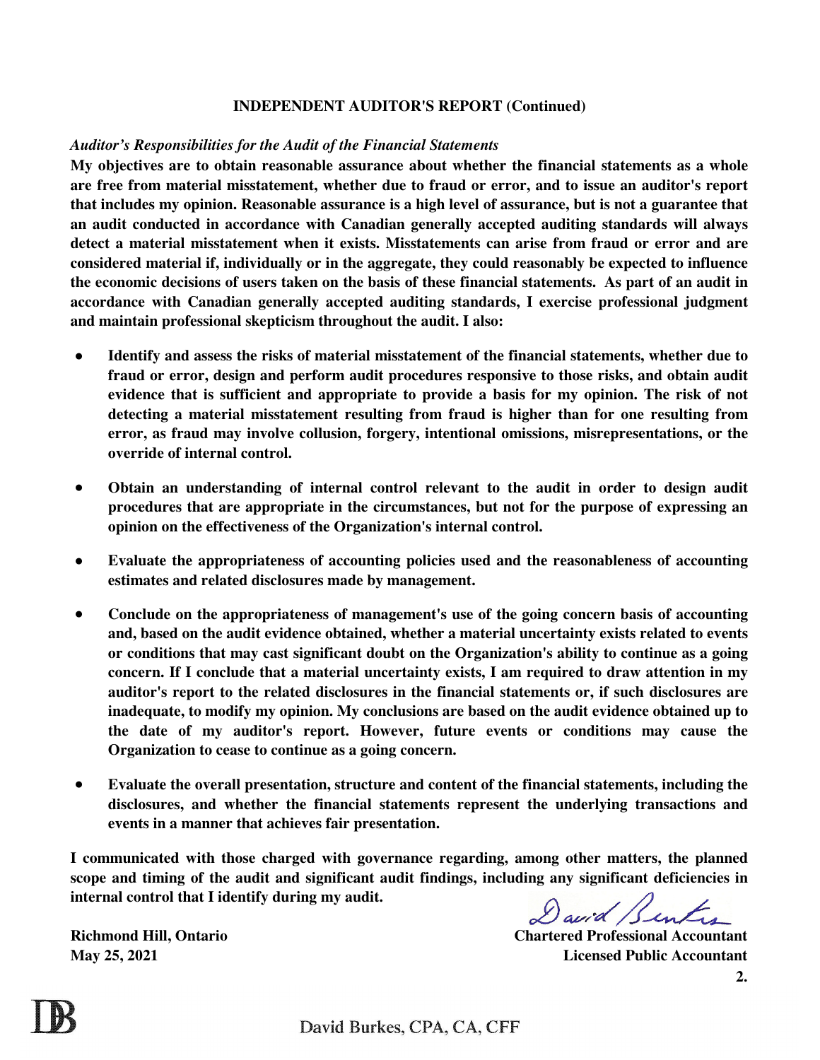**INDEPENDENT AUDITOR'S REPORT (Continued)**

*Auditor's Responsibilities for the Audit of the Financial Statements*

**My objectives are to obtain reasonable assurance about whether the financial statements as a whole are free from material misstatement, whether due to fraud or error, and to issue an auditor's report that includes my opinion. Reasonable assurance is a high level of assurance, but is not a guarantee that an audit conducted in accordance with Canadian generally accepted auditing standards will always detect a material misstatement when it exists. Misstatements can arise from fraud or error and are considered material if, individually or in the aggregate, they could reasonably be expected to influence the economic decisions of users taken on the basis of these financial statements. As part of an audit in accordance with Canadian generally accepted auditing standards, I exercise professional judgment and maintain professional skepticism throughout the audit. I also:**

- **Identify and assess the risks of material misstatement of the financial statements, whether due to fraud or error, design and perform audit procedures responsive to those risks, and obtain audit evidence that is sufficient and appropriate to provide a basis for my opinion. The risk of not detecting a material misstatement resulting from fraud is higher than for one resulting from error, as fraud may involve collusion, forgery, intentional omissions, misrepresentations, or the override of internal control.**

- **Obtain an understanding of internal control relevant to the audit in order to design audit procedures that are appropriate in the circumstances, but not for the purpose of expressing an opinion on the effectiveness of the Organization's internal control.**

- **Evaluate the appropriateness of accounting policies used and the reasonableness of accounting estimates and related disclosures made by management.**

- **Conclude on the appropriateness of management's use of the going concern basis of accounting and, based on the audit evidence obtained, whether a material uncertainty exists related to events or conditions that may cast significant doubt on the Organization's ability to continue as a going concern. If I conclude that a material uncertainty exists, I am required to draw attention in my auditor's report to the related disclosures in the financial statements or, if such disclosures are inadequate, to modify my opinion. My conclusions are based on the audit evidence obtained up to the date of my auditor's report. However, future events or conditions may cause the Organization to cease to continue as a going concern.**

- **Evaluate the overall presentation, structure and content of the financial statements, including the disclosures, and whether the financial statements represent the underlying transactions and events in a manner that achieves fair presentation.**

**I communicated with those charged with governance regarding, among other matters, the planned scope and timing of the audit and significant audit findings, including any significant deficiencies in internal control that I identify during my audit.**

David Burkes

**Richmond Hill, Ontario**
**May 25, 2021**

**Chartered Professional Accountant**
**Licensed Public Accountant**

David Burkes, CPA, CA, CFF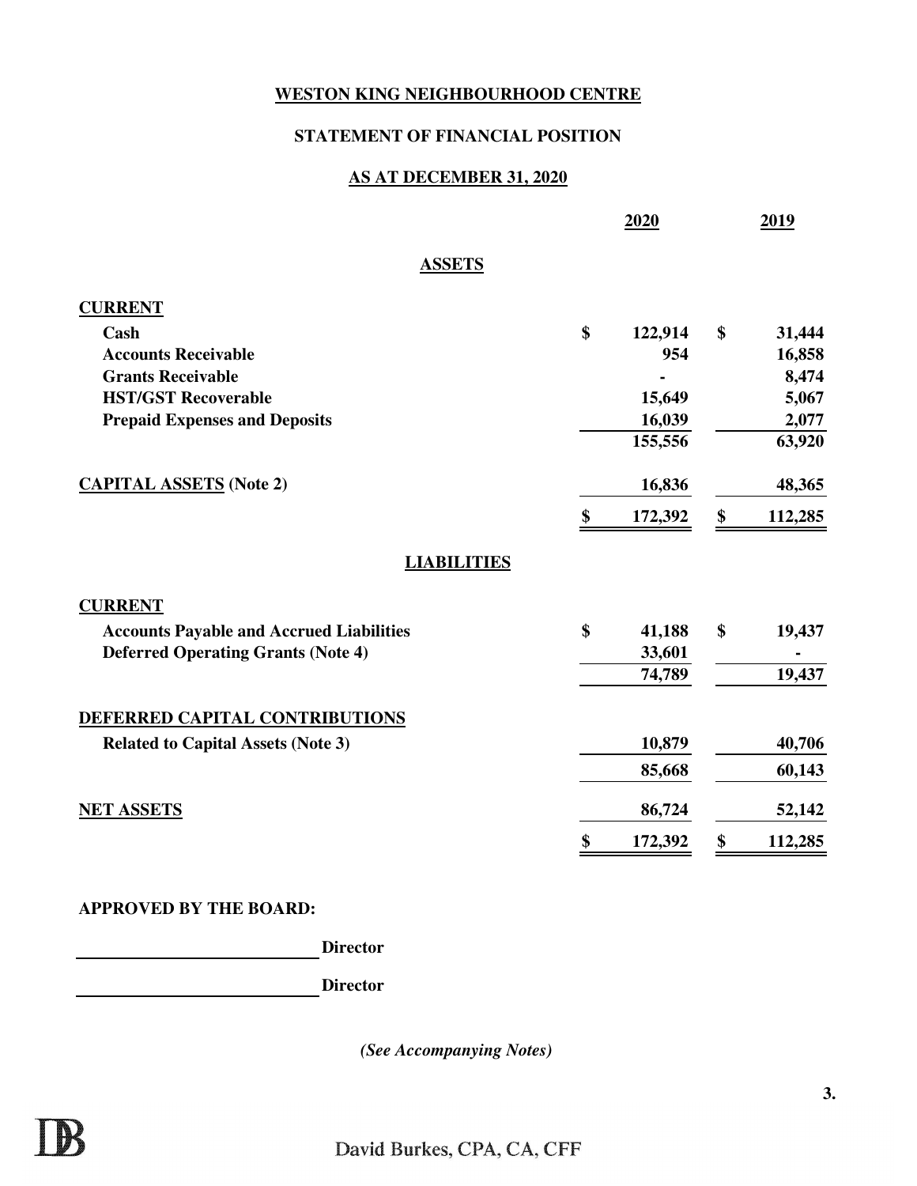**WESTON KING NEIGHBOURHOOD CENTRE**

**STATEMENT OF FINANCIAL POSITION**

**AS AT DECEMBER 31, 2020**

| | 2020 | 2019 |
|---|---|---|
| **ASSETS** | | |
| **CURRENT** | | |
| Cash | $ 122,914 | $ 31,444 |
| Accounts Receivable | 954 | 16,858 |
| Grants Receivable | - | 8,474 |
| HST/GST Recoverable | 15,649 | 5,067 |
| Prepaid Expenses and Deposits | 16,039 | 2,077 |
| | 155,556 | 63,920 |
| **CAPITAL ASSETS** (Note 2) | 16,836 | 48,365 |
| | $ 172,392 | $ 112,285 |
| **LIABILITIES** | | |
| **CURRENT** | | |
| Accounts Payable and Accrued Liabilities | $ 41,188 | $ 19,437 |
| Deferred Operating Grants (Note 4) | 33,601 | - |
| | 74,789 | 19,437 |
| **DEFERRED CAPITAL CONTRIBUTIONS** | | |
| Related to Capital Assets (Note 3) | 10,879 | 40,706 |
| | 85,668 | 60,143 |
| **NET ASSETS** | 86,724 | 52,142 |
| | $ 172,392 | $ 112,285 |

**APPROVED BY THE BOARD:**

______________________ Director

______________________ Director

*(See Accompanying Notes)*

David Burkes, CPA, CA, CFF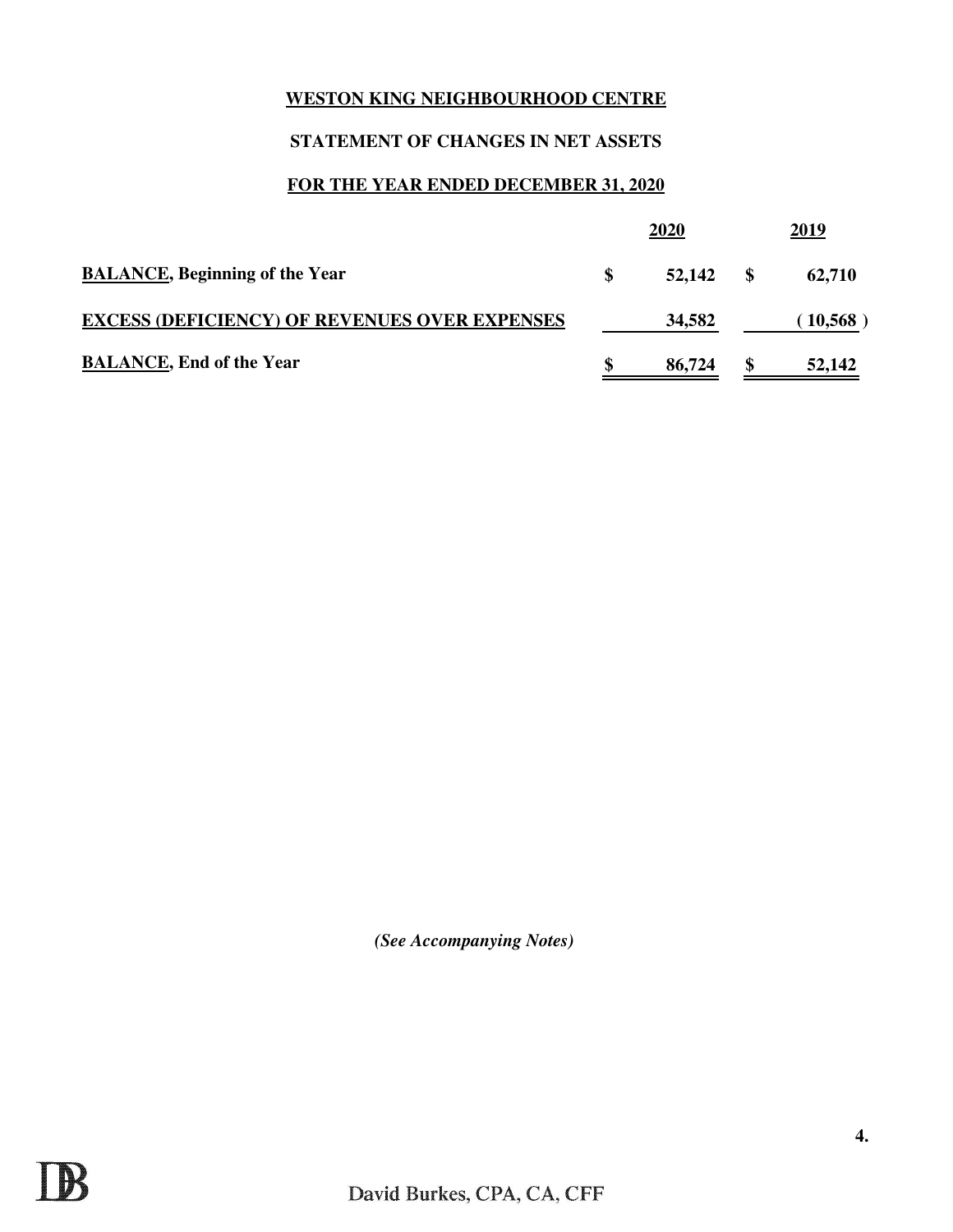# WESTON KING NEIGHBOURHOOD CENTRE

## STATEMENT OF CHANGES IN NET ASSETS

## FOR THE YEAR ENDED DECEMBER 31, 2020

| | 2020 | 2019 |
|---|---|---|
| **BALANCE, Beginning of the Year** | $ 52,142 | $ 62,710 |
| **EXCESS (DEFICIENCY) OF REVENUES OVER EXPENSES** | 34,582 | ( 10,568 ) |
| **BALANCE, End of the Year** | $ 86,724 | $ 52,142 |

*(See Accompanying Notes)*

David Burkes, CPA, CA, CFF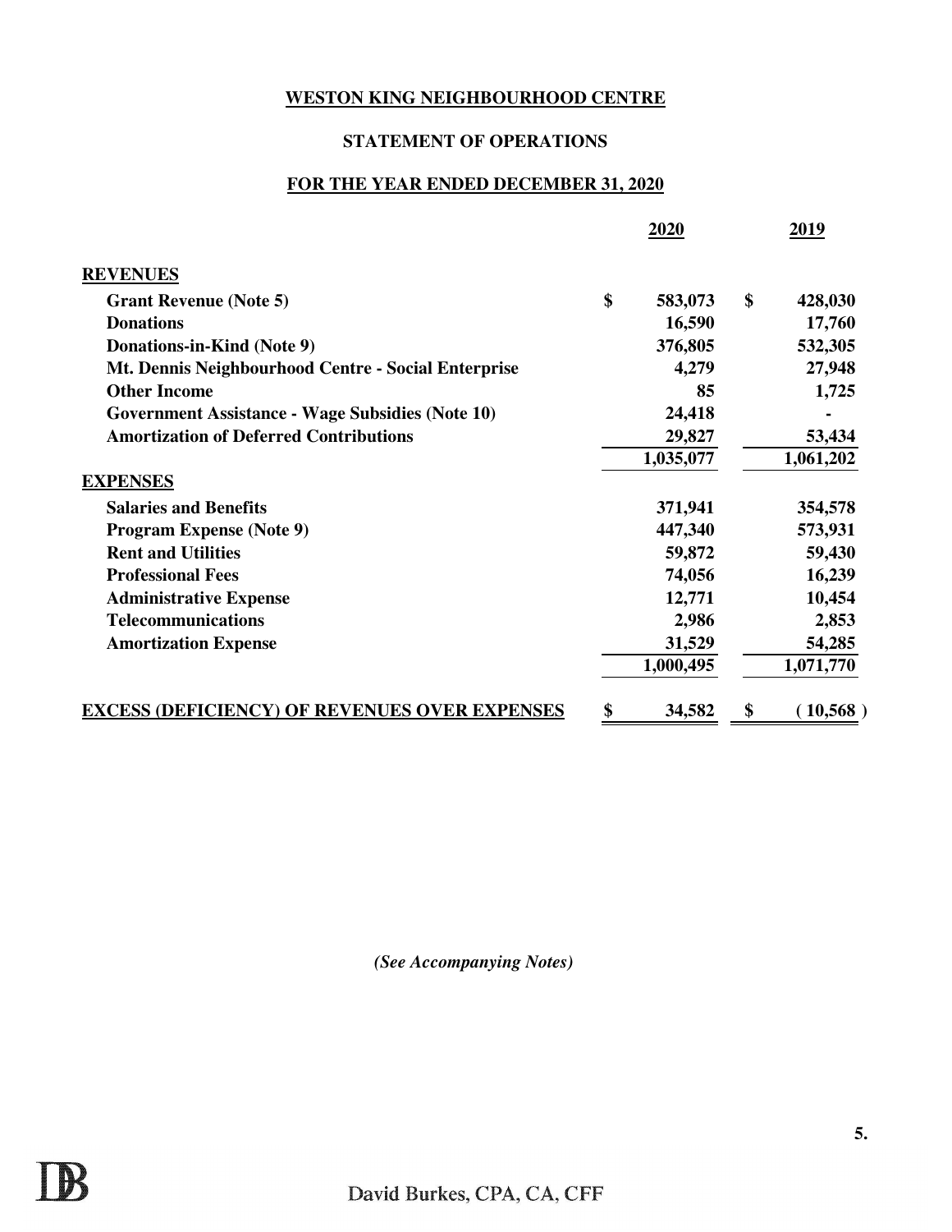# WESTON KING NEIGHBOURHOOD CENTRE

## STATEMENT OF OPERATIONS

### FOR THE YEAR ENDED DECEMBER 31, 2020

| | 2020 | 2019 |
|---|---|---|
| **REVENUES** | | |
| Grant Revenue (Note 5) | $ 583,073 | $ 428,030 |
| Donations | 16,590 | 17,760 |
| Donations-in-Kind (Note 9) | 376,805 | 532,305 |
| Mt. Dennis Neighbourhood Centre - Social Enterprise | 4,279 | 27,948 |
| Other Income | 85 | 1,725 |
| Government Assistance - Wage Subsidies (Note 10) | 24,418 | - |
| Amortization of Deferred Contributions | 29,827 | 53,434 |
| | 1,035,077 | 1,061,202 |
| **EXPENSES** | | |
| Salaries and Benefits | 371,941 | 354,578 |
| Program Expense (Note 9) | 447,340 | 573,931 |
| Rent and Utilities | 59,872 | 59,430 |
| Professional Fees | 74,056 | 16,239 |
| Administrative Expense | 12,771 | 10,454 |
| Telecommunications | 2,986 | 2,853 |
| Amortization Expense | 31,529 | 54,285 |
| | 1,000,495 | 1,071,770 |
| **EXCESS (DEFICIENCY) OF REVENUES OVER EXPENSES** | $ 34,582 | $ ( 10,568 ) |

*(See Accompanying Notes)*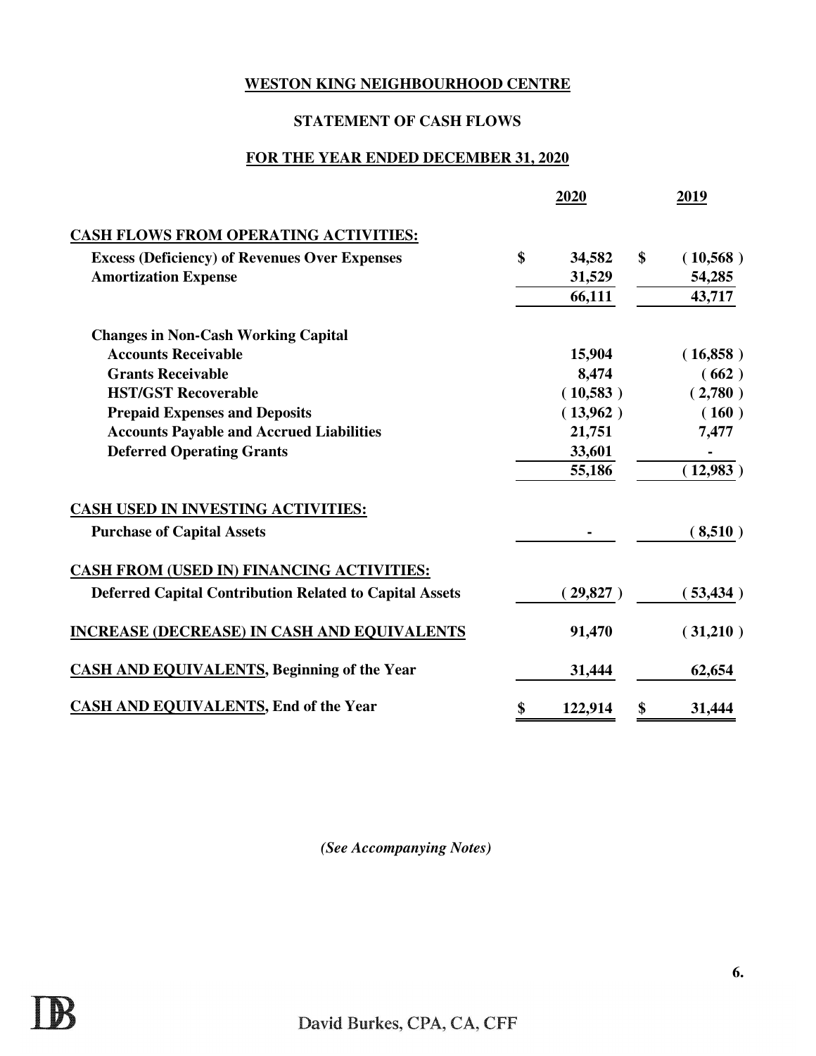# WESTON KING NEIGHBOURHOOD CENTRE

## STATEMENT OF CASH FLOWS

## FOR THE YEAR ENDED DECEMBER 31, 2020

| | 2020 | 2019 |
|---|---|---|
| **CASH FLOWS FROM OPERATING ACTIVITIES:** | | |
| Excess (Deficiency) of Revenues Over Expenses | $ 34,582 | $ ( 10,568 ) |
| Amortization Expense | 31,529 | 54,285 |
| | 66,111 | 43,717 |
| **Changes in Non-Cash Working Capital** | | |
| Accounts Receivable | 15,904 | ( 16,858 ) |
| Grants Receivable | 8,474 | ( 662 ) |
| HST/GST Recoverable | ( 10,583 ) | ( 2,780 ) |
| Prepaid Expenses and Deposits | ( 13,962 ) | ( 160 ) |
| Accounts Payable and Accrued Liabilities | 21,751 | 7,477 |
| Deferred Operating Grants | 33,601 | - |
| | 55,186 | ( 12,983 ) |
| **CASH USED IN INVESTING ACTIVITIES:** | | |
| Purchase of Capital Assets | - | ( 8,510 ) |
| **CASH FROM (USED IN) FINANCING ACTIVITIES:** | | |
| Deferred Capital Contribution Related to Capital Assets | ( 29,827 ) | ( 53,434 ) |
| **INCREASE (DECREASE) IN CASH AND EQUIVALENTS** | 91,470 | ( 31,210 ) |
| **CASH AND EQUIVALENTS, Beginning of the Year** | 31,444 | 62,654 |
| **CASH AND EQUIVALENTS, End of the Year** | $ 122,914 | $ 31,444 |

*(See Accompanying Notes)*

David Burkes, CPA, CA, CFF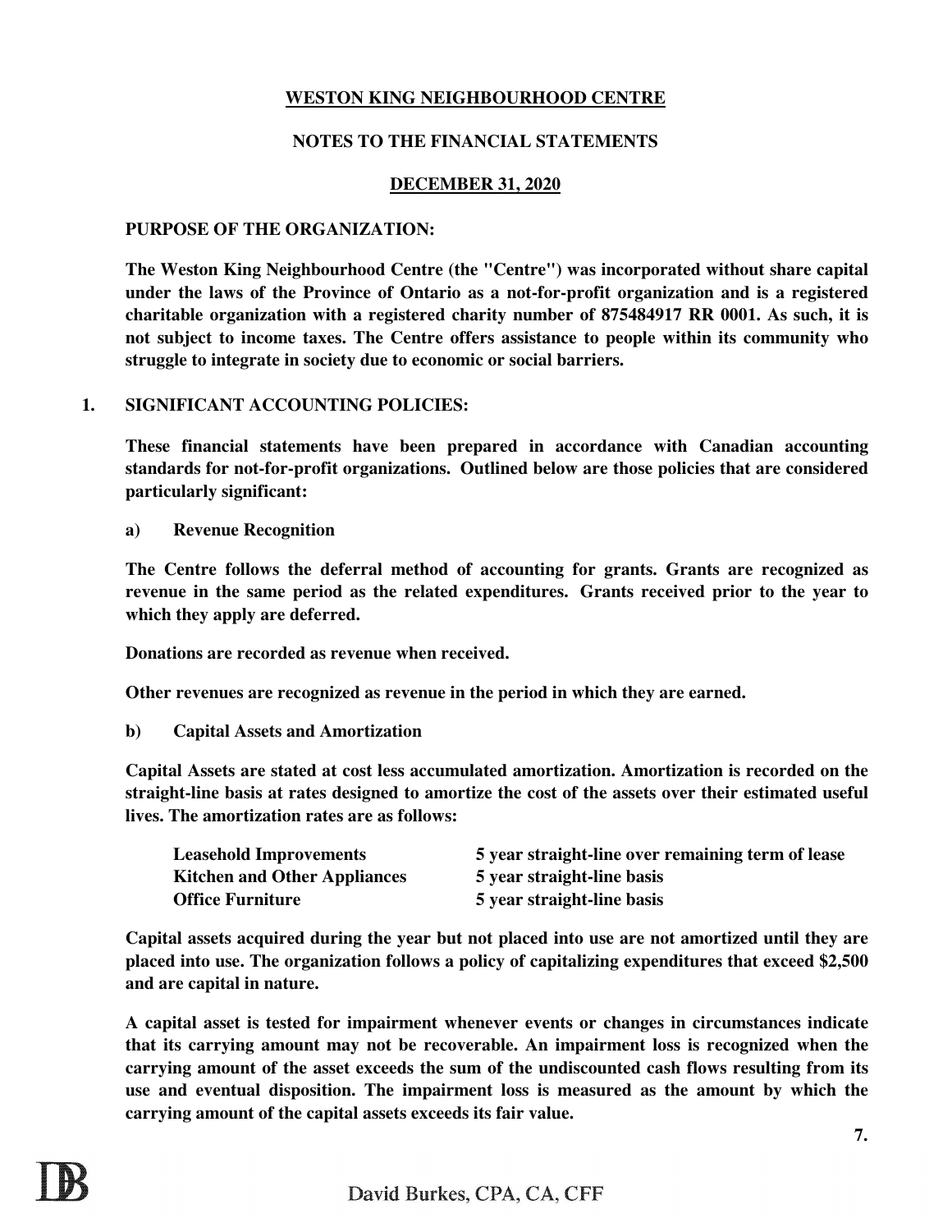# WESTON KING NEIGHBOURHOOD CENTRE

## NOTES TO THE FINANCIAL STATEMENTS

## DECEMBER 31, 2020

**PURPOSE OF THE ORGANIZATION:**

**The Weston King Neighbourhood Centre (the "Centre") was incorporated without share capital under the laws of the Province of Ontario as a not-for-profit organization and is a registered charitable organization with a registered charity number of 875484917 RR 0001. As such, it is not subject to income taxes. The Centre offers assistance to people within its community who struggle to integrate in society due to economic or social barriers.**

**1. SIGNIFICANT ACCOUNTING POLICIES:**

**These financial statements have been prepared in accordance with Canadian accounting standards for not-for-profit organizations. Outlined below are those policies that are considered particularly significant:**

**a) Revenue Recognition**

**The Centre follows the deferral method of accounting for grants. Grants are recognized as revenue in the same period as the related expenditures. Grants received prior to the year to which they apply are deferred.**

**Donations are recorded as revenue when received.**

**Other revenues are recognized as revenue in the period in which they are earned.**

**b) Capital Assets and Amortization**

**Capital Assets are stated at cost less accumulated amortization. Amortization is recorded on the straight-line basis at rates designed to amortize the cost of the assets over their estimated useful lives. The amortization rates are as follows:**

| | |
|---|---|
| **Leasehold Improvements** | **5 year straight-line over remaining term of lease** |
| **Kitchen and Other Appliances** | **5 year straight-line basis** |
| **Office Furniture** | **5 year straight-line basis** |

**Capital assets acquired during the year but not placed into use are not amortized until they are placed into use. The organization follows a policy of capitalizing expenditures that exceed $2,500 and are capital in nature.**

**A capital asset is tested for impairment whenever events or changes in circumstances indicate that its carrying amount may not be recoverable. An impairment loss is recognized when the carrying amount of the asset exceeds the sum of the undiscounted cash flows resulting from its use and eventual disposition. The impairment loss is measured as the amount by which the carrying amount of the capital assets exceeds its fair value.**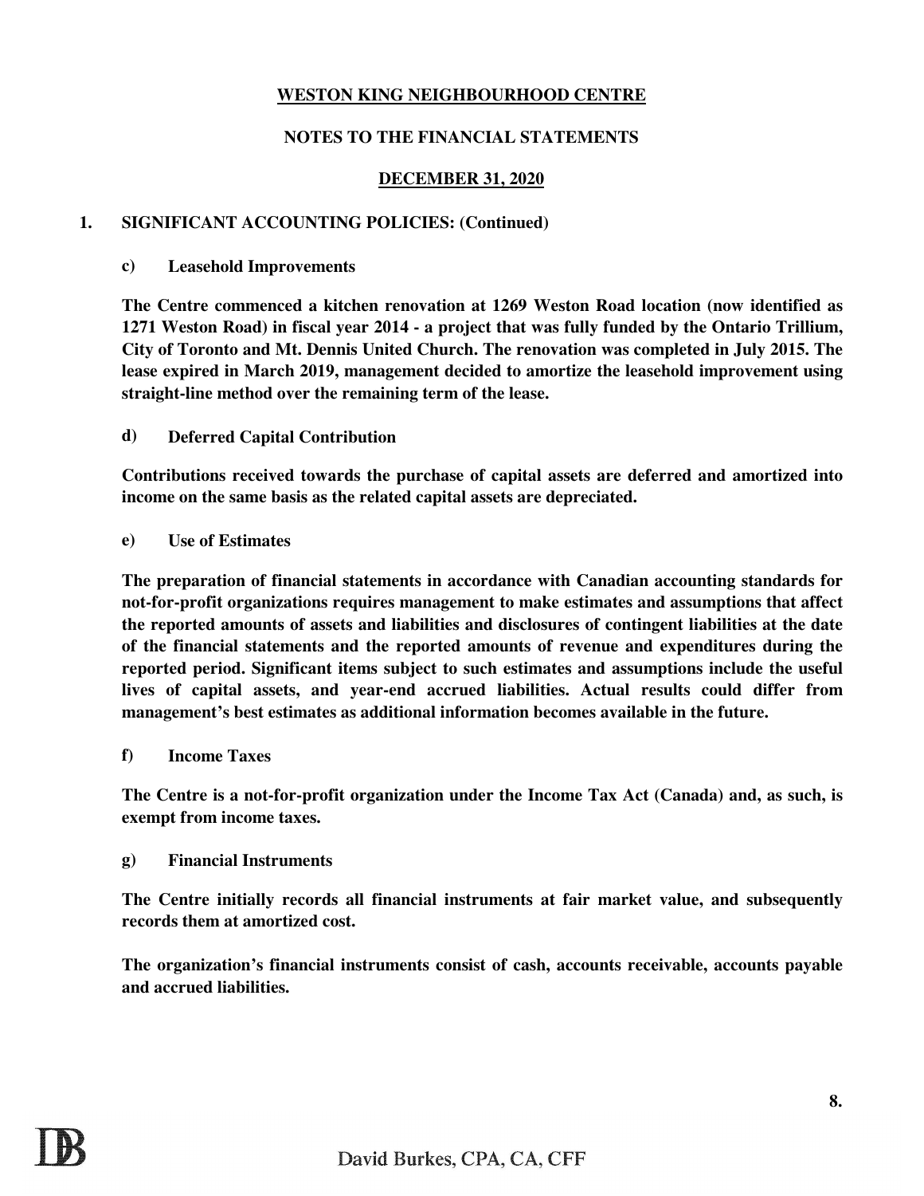**WESTON KING NEIGHBOURHOOD CENTRE**

**NOTES TO THE FINANCIAL STATEMENTS**

**DECEMBER 31, 2020**

## 1. SIGNIFICANT ACCOUNTING POLICIES: (Continued)

### c) Leasehold Improvements

**The Centre commenced a kitchen renovation at 1269 Weston Road location (now identified as 1271 Weston Road) in fiscal year 2014 - a project that was fully funded by the Ontario Trillium, City of Toronto and Mt. Dennis United Church. The renovation was completed in July 2015. The lease expired in March 2019, management decided to amortize the leasehold improvement using straight-line method over the remaining term of the lease.**

### d) Deferred Capital Contribution

**Contributions received towards the purchase of capital assets are deferred and amortized into income on the same basis as the related capital assets are depreciated.**

### e) Use of Estimates

**The preparation of financial statements in accordance with Canadian accounting standards for not-for-profit organizations requires management to make estimates and assumptions that affect the reported amounts of assets and liabilities and disclosures of contingent liabilities at the date of the financial statements and the reported amounts of revenue and expenditures during the reported period. Significant items subject to such estimates and assumptions include the useful lives of capital assets, and year-end accrued liabilities. Actual results could differ from management's best estimates as additional information becomes available in the future.**

### f) Income Taxes

**The Centre is a not-for-profit organization under the Income Tax Act (Canada) and, as such, is exempt from income taxes.**

### g) Financial Instruments

**The Centre initially records all financial instruments at fair market value, and subsequently records them at amortized cost.**

**The organization's financial instruments consist of cash, accounts receivable, accounts payable and accrued liabilities.**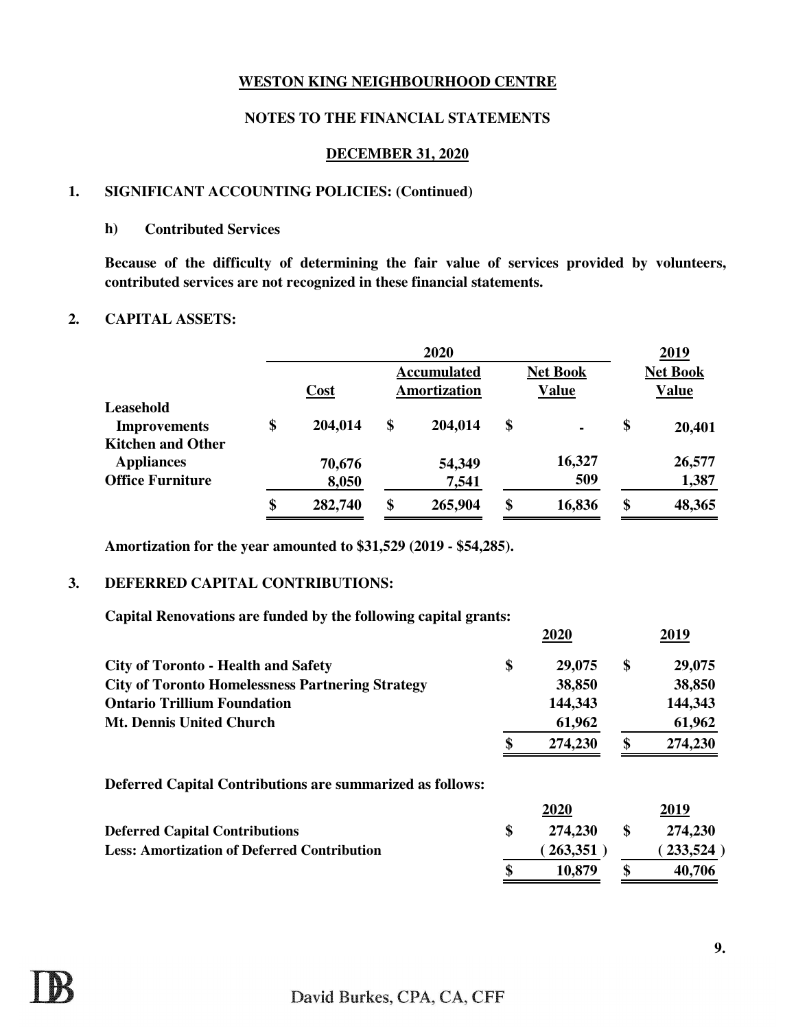**WESTON KING NEIGHBOURHOOD CENTRE**

**NOTES TO THE FINANCIAL STATEMENTS**

**DECEMBER 31, 2020**

## 1. SIGNIFICANT ACCOUNTING POLICIES: (Continued)

### h) Contributed Services

**Because of the difficulty of determining the fair value of services provided by volunteers, contributed services are not recognized in these financial statements.**

## 2. CAPITAL ASSETS:

| | 2020 | | | 2019 |
|---|---|---|---|---|
| | Cost | Accumulated Amortization | Net Book Value | Net Book Value |
| Leasehold Improvements | $ 204,014 | $ 204,014 | $ - | $ 20,401 |
| Kitchen and Other Appliances | 70,676 | 54,349 | 16,327 | 26,577 |
| Office Furniture | 8,050 | 7,541 | 509 | 1,387 |
| | $ 282,740 | $ 265,904 | $ 16,836 | $ 48,365 |

**Amortization for the year amounted to $31,529 (2019 - $54,285).**

## 3. DEFERRED CAPITAL CONTRIBUTIONS:

**Capital Renovations are funded by the following capital grants:**

| | 2020 | 2019 |
|---|---|---|
| City of Toronto - Health and Safety | $ 29,075 | $ 29,075 |
| City of Toronto Homelessness Partnering Strategy | 38,850 | 38,850 |
| Ontario Trillium Foundation | 144,343 | 144,343 |
| Mt. Dennis United Church | 61,962 | 61,962 |
| | $ 274,230 | $ 274,230 |

**Deferred Capital Contributions are summarized as follows:**

| | 2020 | 2019 |
|---|---|---|
| Deferred Capital Contributions | $ 274,230 | $ 274,230 |
| Less: Amortization of Deferred Contribution | ( 263,351 ) | ( 233,524 ) |
| | $ 10,879 | $ 40,706 |

David Burkes, CPA, CA, CFF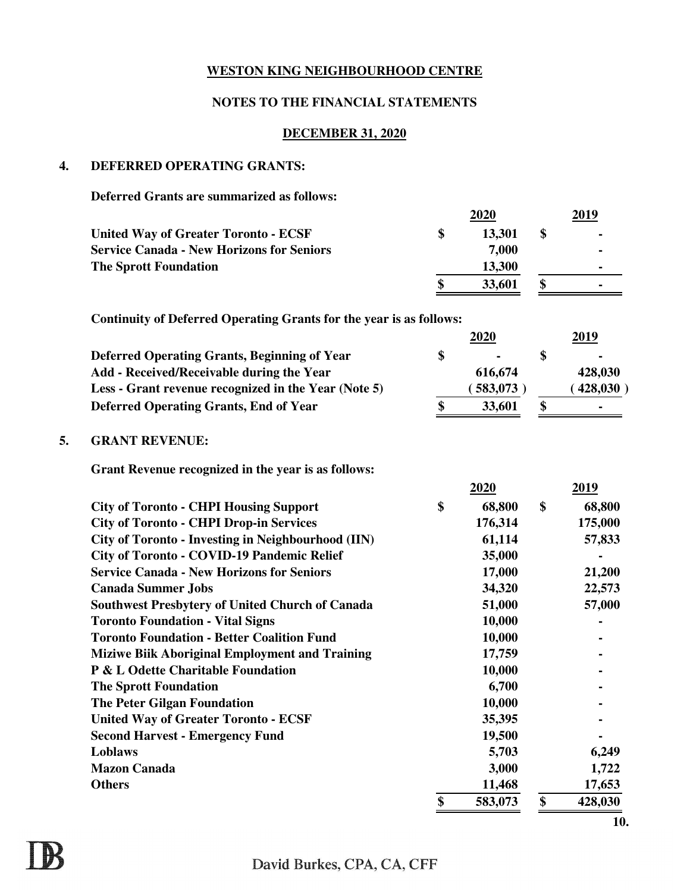**WESTON KING NEIGHBOURHOOD CENTRE**

**NOTES TO THE FINANCIAL STATEMENTS**

**DECEMBER 31, 2020**

## 4. DEFERRED OPERATING GRANTS:

**Deferred Grants are summarized as follows:**

| | 2020 | 2019 |
|---|---|---|
| United Way of Greater Toronto - ECSF | $ 13,301 | $ - |
| Service Canada - New Horizons for Seniors | 7,000 | - |
| The Sprott Foundation | 13,300 | - |
| | $ 33,601 | $ - |

**Continuity of Deferred Operating Grants for the year is as follows:**

| | 2020 | 2019 |
|---|---|---|
| Deferred Operating Grants, Beginning of Year | $ - | $ - |
| Add - Received/Receivable during the Year | 616,674 | 428,030 |
| Less - Grant revenue recognized in the Year (Note 5) | ( 583,073 ) | ( 428,030 ) |
| Deferred Operating Grants, End of Year | $ 33,601 | $ - |

## 5. GRANT REVENUE:

**Grant Revenue recognized in the year is as follows:**

| | 2020 | 2019 |
|---|---|---|
| City of Toronto - CHPI Housing Support | $ 68,800 | $ 68,800 |
| City of Toronto - CHPI Drop-in Services | 176,314 | 175,000 |
| City of Toronto - Investing in Neighbourhood (IIN) | 61,114 | 57,833 |
| City of Toronto - COVID-19 Pandemic Relief | 35,000 | - |
| Service Canada - New Horizons for Seniors | 17,000 | 21,200 |
| Canada Summer Jobs | 34,320 | 22,573 |
| Southwest Presbytery of United Church of Canada | 51,000 | 57,000 |
| Toronto Foundation - Vital Signs | 10,000 | - |
| Toronto Foundation - Better Coalition Fund | 10,000 | - |
| Miziwe Biik Aboriginal Employment and Training | 17,759 | - |
| P & L Odette Charitable Foundation | 10,000 | - |
| The Sprott Foundation | 6,700 | - |
| The Peter Gilgan Foundation | 10,000 | - |
| United Way of Greater Toronto - ECSF | 35,395 | - |
| Second Harvest - Emergency Fund | 19,500 | - |
| Loblaws | 5,703 | 6,249 |
| Mazon Canada | 3,000 | 1,722 |
| Others | 11,468 | 17,653 |
| | $ 583,073 | $ 428,030 |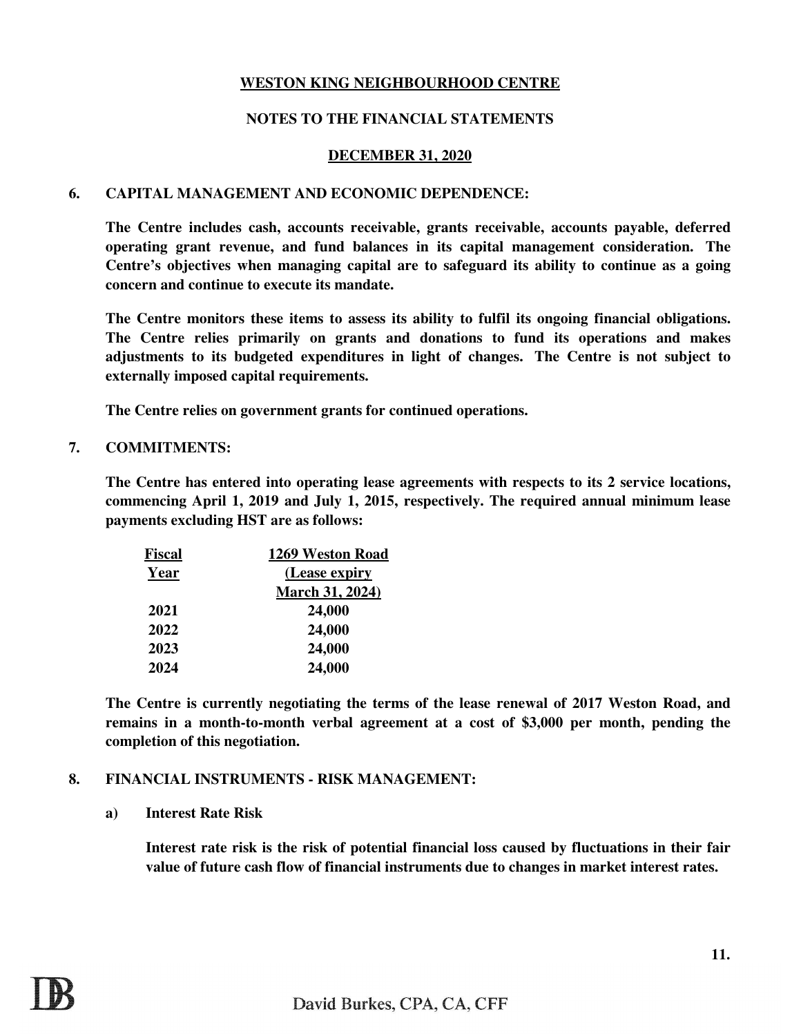**WESTON KING NEIGHBOURHOOD CENTRE**

**NOTES TO THE FINANCIAL STATEMENTS**

**DECEMBER 31, 2020**

## 6. CAPITAL MANAGEMENT AND ECONOMIC DEPENDENCE:

**The Centre includes cash, accounts receivable, grants receivable, accounts payable, deferred operating grant revenue, and fund balances in its capital management consideration. The Centre's objectives when managing capital are to safeguard its ability to continue as a going concern and continue to execute its mandate.**

**The Centre monitors these items to assess its ability to fulfil its ongoing financial obligations. The Centre relies primarily on grants and donations to fund its operations and makes adjustments to its budgeted expenditures in light of changes. The Centre is not subject to externally imposed capital requirements.**

**The Centre relies on government grants for continued operations.**

## 7. COMMITMENTS:

**The Centre has entered into operating lease agreements with respects to its 2 service locations, commencing April 1, 2019 and July 1, 2015, respectively. The required annual minimum lease payments excluding HST are as follows:**

| Fiscal Year | 1269 Weston Road (Lease expiry March 31, 2024) |
|---|---|
| 2021 | 24,000 |
| 2022 | 24,000 |
| 2023 | 24,000 |
| 2024 | 24,000 |

**The Centre is currently negotiating the terms of the lease renewal of 2017 Weston Road, and remains in a month-to-month verbal agreement at a cost of $3,000 per month, pending the completion of this negotiation.**

## 8. FINANCIAL INSTRUMENTS - RISK MANAGEMENT:

### a) Interest Rate Risk

**Interest rate risk is the risk of potential financial loss caused by fluctuations in their fair value of future cash flow of financial instruments due to changes in market interest rates.**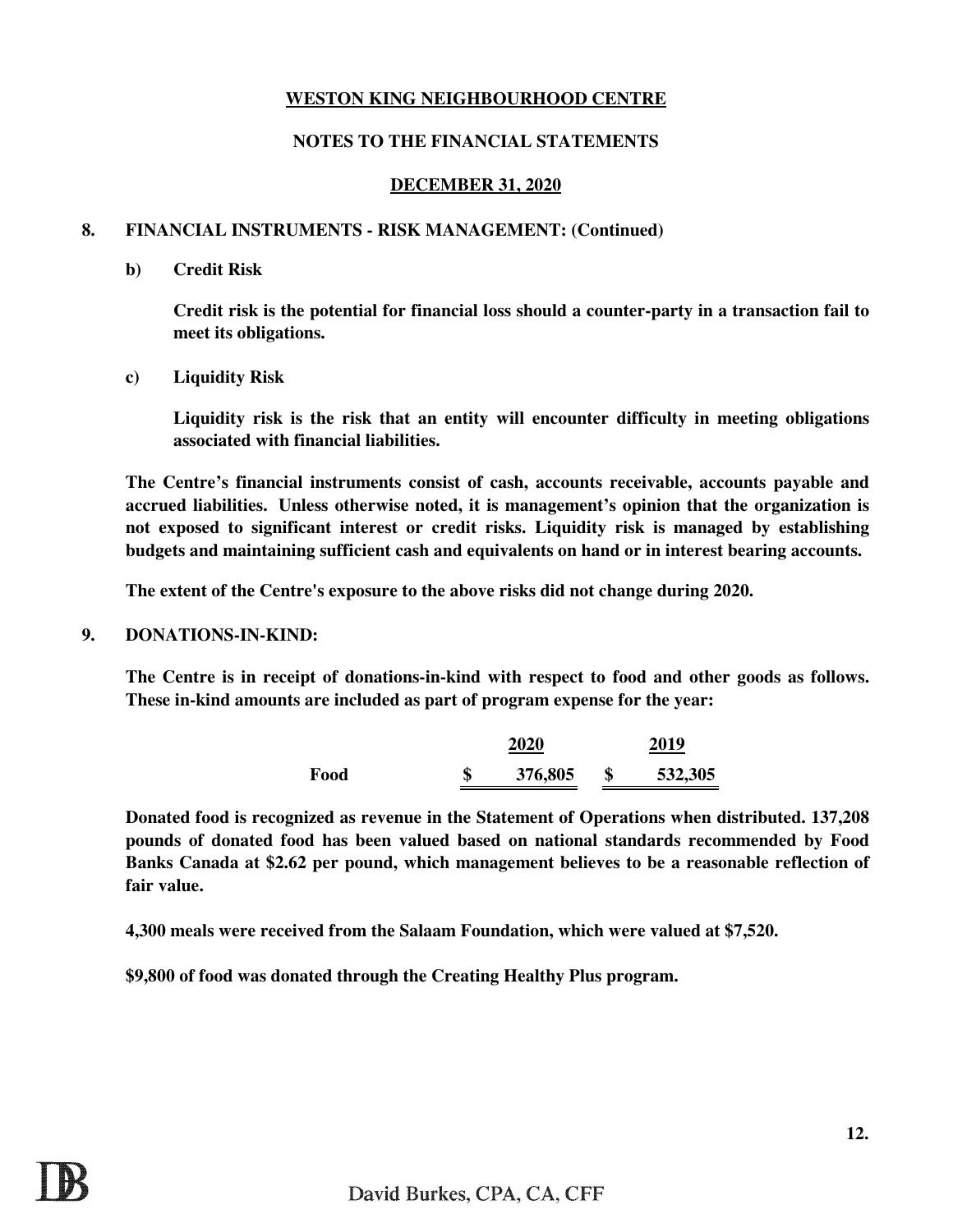**WESTON KING NEIGHBOURHOOD CENTRE**

**NOTES TO THE FINANCIAL STATEMENTS**

**DECEMBER 31, 2020**

**8. FINANCIAL INSTRUMENTS - RISK MANAGEMENT: (Continued)**

**b) Credit Risk**

**Credit risk is the potential for financial loss should a counter-party in a transaction fail to meet its obligations.**

**c) Liquidity Risk**

**Liquidity risk is the risk that an entity will encounter difficulty in meeting obligations associated with financial liabilities.**

**The Centre's financial instruments consist of cash, accounts receivable, accounts payable and accrued liabilities. Unless otherwise noted, it is management's opinion that the organization is not exposed to significant interest or credit risks. Liquidity risk is managed by establishing budgets and maintaining sufficient cash and equivalents on hand or in interest bearing accounts.**

**The extent of the Centre's exposure to the above risks did not change during 2020.**

**9. DONATIONS-IN-KIND:**

**The Centre is in receipt of donations-in-kind with respect to food and other goods as follows. These in-kind amounts are included as part of program expense for the year:**

| | 2020 | 2019 |
|---|---|---|
| Food | $ 376,805 | $ 532,305 |

**Donated food is recognized as revenue in the Statement of Operations when distributed. 137,208 pounds of donated food has been valued based on national standards recommended by Food Banks Canada at $2.62 per pound, which management believes to be a reasonable reflection of fair value.**

**4,300 meals were received from the Salaam Foundation, which were valued at $7,520.**

**$9,800 of food was donated through the Creating Healthy Plus program.**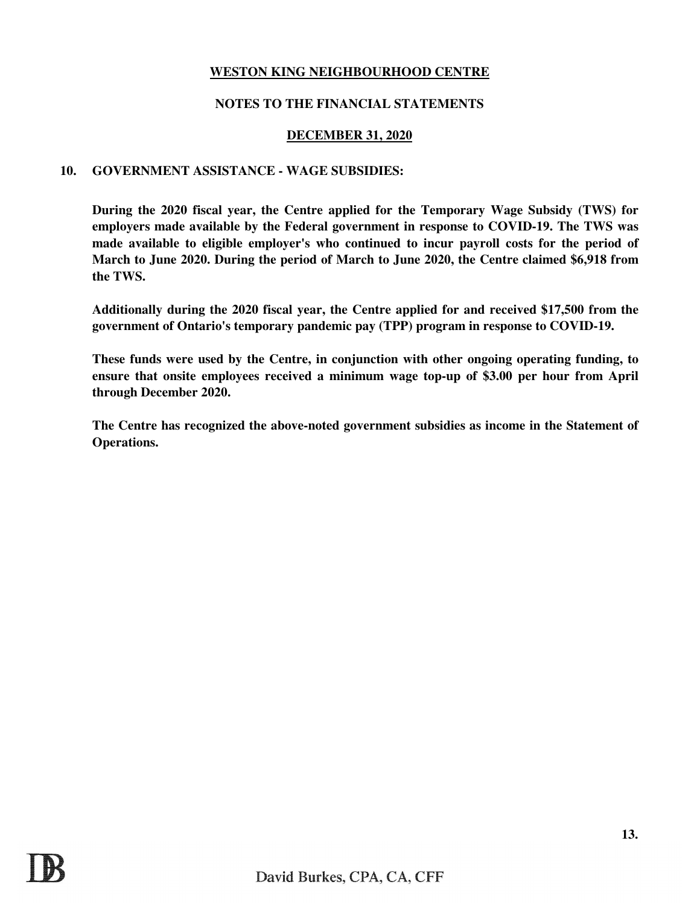**WESTON KING NEIGHBOURHOOD CENTRE**

**NOTES TO THE FINANCIAL STATEMENTS**

**DECEMBER 31, 2020**

## 10. GOVERNMENT ASSISTANCE - WAGE SUBSIDIES:

**During the 2020 fiscal year, the Centre applied for the Temporary Wage Subsidy (TWS) for employers made available by the Federal government in response to COVID-19. The TWS was made available to eligible employer's who continued to incur payroll costs for the period of March to June 2020. During the period of March to June 2020, the Centre claimed $6,918 from the TWS.**

**Additionally during the 2020 fiscal year, the Centre applied for and received $17,500 from the government of Ontario's temporary pandemic pay (TPP) program in response to COVID-19.**

**These funds were used by the Centre, in conjunction with other ongoing operating funding, to ensure that onsite employees received a minimum wage top-up of $3.00 per hour from April through December 2020.**

**The Centre has recognized the above-noted government subsidies as income in the Statement of Operations.**